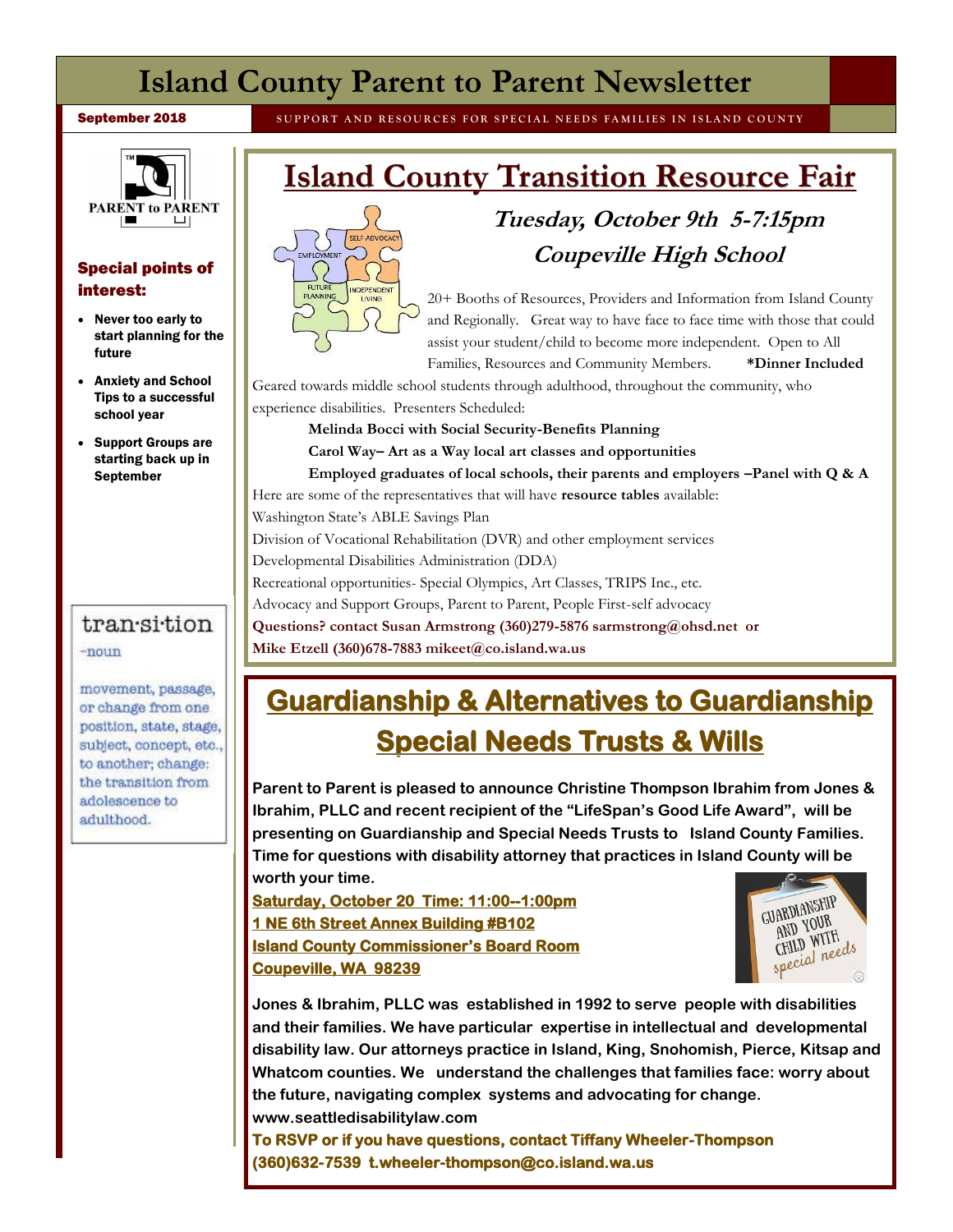# Island County Parent to Parent Newsletter

**September 2018** — SUPPORT AND RESOURCES FOR SPECIAL NEEDS FAMILIES IN ISLAND COUNTY

PARENT to PARENT

### Special points of interest:

- **Never too early to start planning for the future**
- **Anxiety and School Tips to a successful school year**
- **Support Groups are starting back up in September**

tran·si·tion

-noun

movement, passage, or change from one position, state, stage, subject, concept, etc., to another; change: the transition from adolescence to adulthood.

## Island County Transition Resource Fair

### *Tuesday, October 9th 5-7:15pm*
### *Coupeville High School*

20+ Booths of Resources, Providers and Information from Island County and Regionally. Great way to have face to face time with those that could assist your student/child to become more independent. Open to All Families, Resources and Community Members. **\*Dinner Included**

Geared towards middle school students through adulthood, throughout the community, who experience disabilities. Presenters Scheduled:

**Melinda Bocci with Social Security-Benefits Planning**

**Carol Way– Art as a Way local art classes and opportunities**

**Employed graduates of local schools, their parents and employers –Panel with Q & A**

Here are some of the representatives that will have **resource tables** available:

Washington State's ABLE Savings Plan

Division of Vocational Rehabilitation (DVR) and other employment services

Developmental Disabilities Administration (DDA)

Recreational opportunities- Special Olympics, Art Classes, TRIPS Inc., etc.

Advocacy and Support Groups, Parent to Parent, People First-self advocacy

**Questions? contact Susan Armstrong (360)279-5876 sarmstrong@ohsd.net or Mike Etzell (360)678-7883 mikeet@co.island.wa.us**

## Guardianship & Alternatives to Guardianship Special Needs Trusts & Wills

**Parent to Parent is pleased to announce Christine Thompson Ibrahim from Jones & Ibrahim, PLLC and recent recipient of the "LifeSpan's Good Life Award", will be presenting on Guardianship and Special Needs Trusts to Island County Families. Time for questions with disability attorney that practices in Island County will be worth your time.**

**Saturday, October 20 Time: 11:00--1:00pm**
**1 NE 6th Street Annex Building #B102**
**Island County Commissioner's Board Room**
**Coupeville, WA 98239**

**Jones & Ibrahim, PLLC was established in 1992 to serve people with disabilities and their families. We have particular expertise in intellectual and developmental disability law. Our attorneys practice in Island, King, Snohomish, Pierce, Kitsap and Whatcom counties. We understand the challenges that families face: worry about the future, navigating complex systems and advocating for change. www.seattledisabilitylaw.com**

**To RSVP or if you have questions, contact Tiffany Wheeler-Thompson (360)632-7539 t.wheeler-thompson@co.island.wa.us**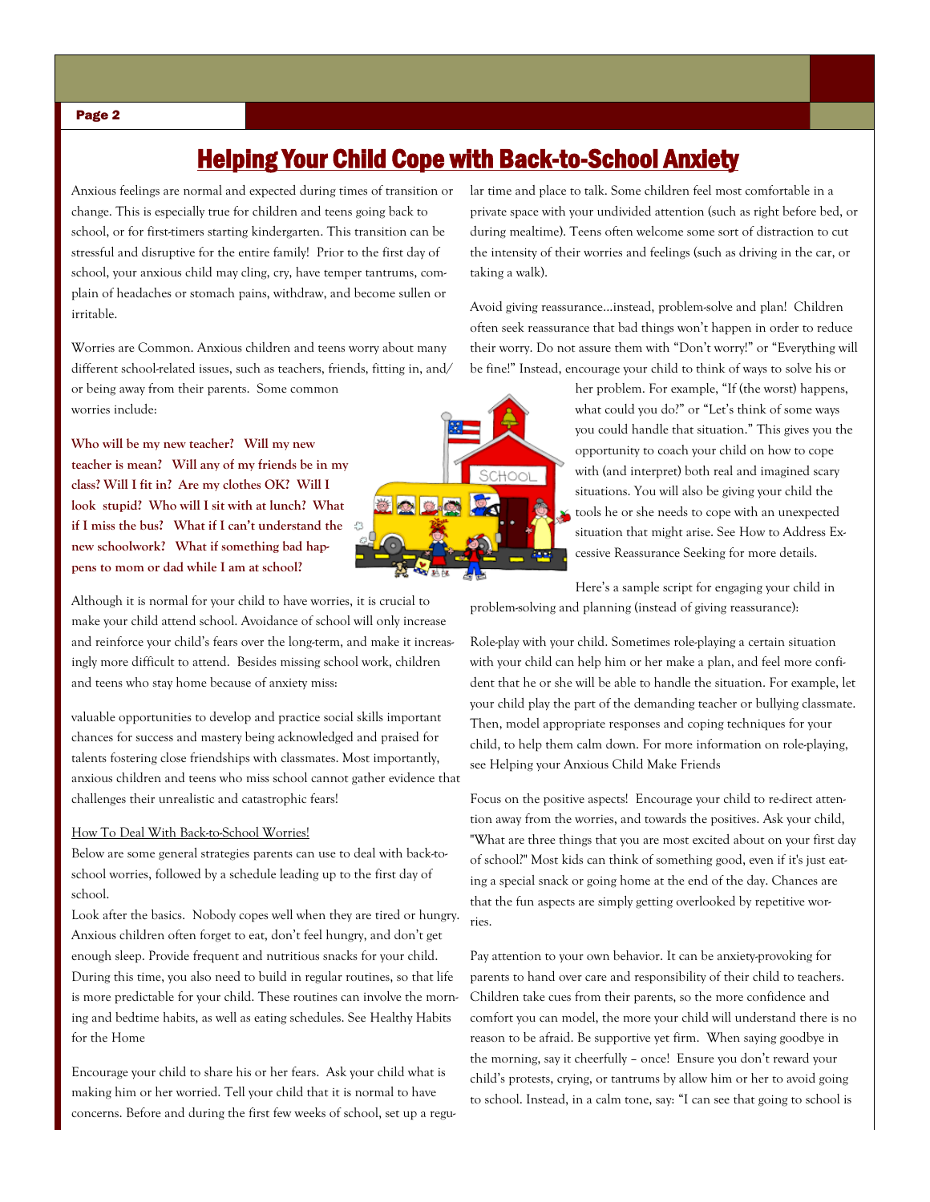# Helping Your Child Cope with Back-to-School Anxiety

Anxious feelings are normal and expected during times of transition or change. This is especially true for children and teens going back to school, or for first-timers starting kindergarten. This transition can be stressful and disruptive for the entire family! Prior to the first day of school, your anxious child may cling, cry, have temper tantrums, complain of headaches or stomach pains, withdraw, and become sullen or irritable.

Worries are Common. Anxious children and teens worry about many different school-related issues, such as teachers, friends, fitting in, and/or being away from their parents. Some common worries include:

**Who will be my new teacher? Will my new teacher is mean? Will any of my friends be in my class? Will I fit in? Are my clothes OK? Will I look stupid? Who will I sit with at lunch? What if I miss the bus? What if I can't understand the new schoolwork? What if something bad happens to mom or dad while I am at school?**

Although it is normal for your child to have worries, it is crucial to make your child attend school. Avoidance of school will only increase and reinforce your child's fears over the long-term, and make it increasingly more difficult to attend. Besides missing school work, children and teens who stay home because of anxiety miss:

valuable opportunities to develop and practice social skills important chances for success and mastery being acknowledged and praised for talents fostering close friendships with classmates. Most importantly, anxious children and teens who miss school cannot gather evidence that challenges their unrealistic and catastrophic fears!

How To Deal With Back-to-School Worries!

Below are some general strategies parents can use to deal with back-to-school worries, followed by a schedule leading up to the first day of school.

Look after the basics. Nobody copes well when they are tired or hungry. Anxious children often forget to eat, don't feel hungry, and don't get enough sleep. Provide frequent and nutritious snacks for your child. During this time, you also need to build in regular routines, so that life is more predictable for your child. These routines can involve the morning and bedtime habits, as well as eating schedules. See Healthy Habits for the Home

Encourage your child to share his or her fears. Ask your child what is making him or her worried. Tell your child that it is normal to have concerns. Before and during the first few weeks of school, set up a regular time and place to talk. Some children feel most comfortable in a private space with your undivided attention (such as right before bed, or during mealtime). Teens often welcome some sort of distraction to cut the intensity of their worries and feelings (such as driving in the car, or taking a walk).

Avoid giving reassurance...instead, problem-solve and plan! Children often seek reassurance that bad things won't happen in order to reduce their worry. Do not assure them with "Don't worry!" or "Everything will be fine!" Instead, encourage your child to think of ways to solve his or her problem. For example, "If (the worst) happens, what could you do?" or "Let's think of some ways you could handle that situation." This gives you the opportunity to coach your child on how to cope with (and interpret) both real and imagined scary situations. You will also be giving your child the tools he or she needs to cope with an unexpected situation that might arise. See How to Address Excessive Reassurance Seeking for more details.

Here's a sample script for engaging your child in problem-solving and planning (instead of giving reassurance):

Role-play with your child. Sometimes role-playing a certain situation with your child can help him or her make a plan, and feel more confident that he or she will be able to handle the situation. For example, let your child play the part of the demanding teacher or bullying classmate. Then, model appropriate responses and coping techniques for your child, to help them calm down. For more information on role-playing, see Helping your Anxious Child Make Friends

Focus on the positive aspects! Encourage your child to re-direct attention away from the worries, and towards the positives. Ask your child, "What are three things that you are most excited about on your first day of school?" Most kids can think of something good, even if it's just eating a special snack or going home at the end of the day. Chances are that the fun aspects are simply getting overlooked by repetitive worries.

Pay attention to your own behavior. It can be anxiety-provoking for parents to hand over care and responsibility of their child to teachers. Children take cues from their parents, so the more confidence and comfort you can model, the more your child will understand there is no reason to be afraid. Be supportive yet firm. When saying goodbye in the morning, say it cheerfully – once! Ensure you don't reward your child's protests, crying, or tantrums by allow him or her to avoid going to school. Instead, in a calm tone, say: "I can see that going to school is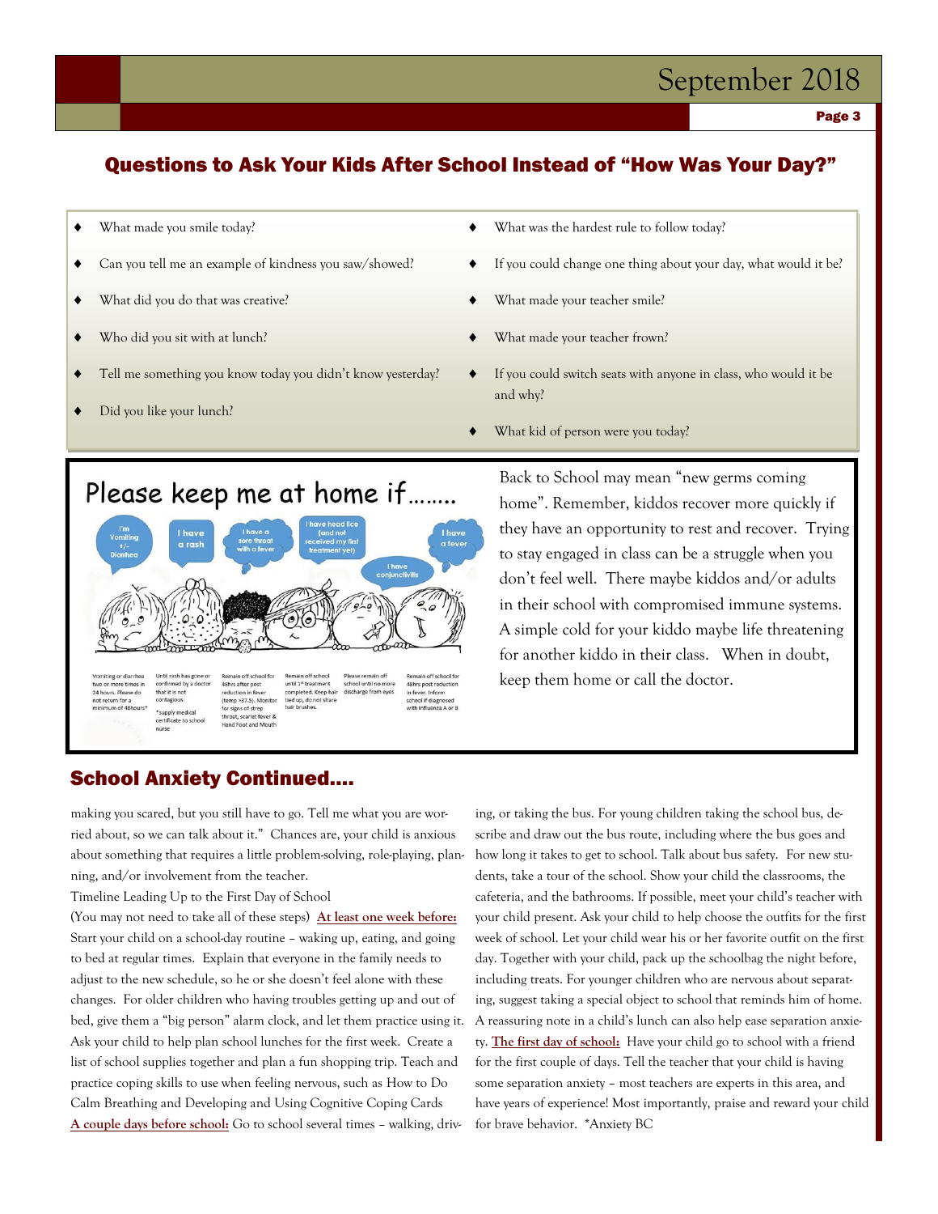## Questions to Ask Your Kids After School Instead of "How Was Your Day?"

- What made you smile today?
- Can you tell me an example of kindness you saw/showed?
- What did you do that was creative?
- Who did you sit with at lunch?
- Tell me something you know today you didn't know yesterday?
- Did you like your lunch?
- What was the hardest rule to follow today?
- If you could change one thing about your day, what would it be?
- What made your teacher smile?
- What made your teacher frown?
- If you could switch seats with anyone in class, who would it be and why?
- What kid of person were you today?

Please keep me at home if........

| I'm Vomiting +/- Diarrhea | I have a rash | I have a sore throat with a fever | I have head lice (and not received my first treatment yet) | I have conjunctivitis | I have a fever |
|---|---|---|---|---|---|
| Vomiting or diarrhea two or more times in 24 hours. Please do not return for a minimum of 48hours* | Until rash has gone or confirmed by a doctor that it is not contagious *supply medical certificate to school nurse | Remain off school for 48hrs after post reduction in fever (temp >37.5). Monitor for signs of strep throat, scarlet fever & Hand Foot and Mouth | Remain off school until 1st treatment completed. Keep hair tied up, do not share hair brushes. | Please remain off school until no more discharge from eyes | Remain off school for 48hrs post reduction in fever. Inform school if diagnosed with Influenza A or B |

Back to School may mean "new germs coming home". Remember, kiddos recover more quickly if they have an opportunity to rest and recover. Trying to stay engaged in class can be a struggle when you don't feel well. There maybe kiddos and/or adults in their school with compromised immune systems. A simple cold for your kiddo maybe life threatening for another kiddo in their class. When in doubt, keep them home or call the doctor.

## School Anxiety Continued....

making you scared, but you still have to go. Tell me what you are worried about, so we can talk about it." Chances are, your child is anxious about something that requires a little problem-solving, role-playing, planning, and/or involvement from the teacher.

Timeline Leading Up to the First Day of School

(You may not need to take all of these steps) **At least one week before:** Start your child on a school-day routine – waking up, eating, and going to bed at regular times. Explain that everyone in the family needs to adjust to the new schedule, so he or she doesn't feel alone with these changes. For older children who having troubles getting up and out of bed, give them a "big person" alarm clock, and let them practice using it. Ask your child to help plan school lunches for the first week. Create a list of school supplies together and plan a fun shopping trip. Teach and practice coping skills to use when feeling nervous, such as How to Do Calm Breathing and Developing and Using Cognitive Coping Cards **A couple days before school:** Go to school several times – walking, driving, or taking the bus. For young children taking the school bus, describe and draw out the bus route, including where the bus goes and how long it takes to get to school. Talk about bus safety. For new students, take a tour of the school. Show your child the classrooms, the cafeteria, and the bathrooms. If possible, meet your child's teacher with your child present. Ask your child to help choose the outfits for the first week of school. Let your child wear his or her favorite outfit on the first day. Together with your child, pack up the schoolbag the night before, including treats. For younger children who are nervous about separating, suggest taking a special object to school that reminds him of home. A reassuring note in a child's lunch can also help ease separation anxiety. **The first day of school:** Have your child go to school with a friend for the first couple of days. Tell the teacher that your child is having some separation anxiety – most teachers are experts in this area, and have years of experience! Most importantly, praise and reward your child for brave behavior. *Anxiety BC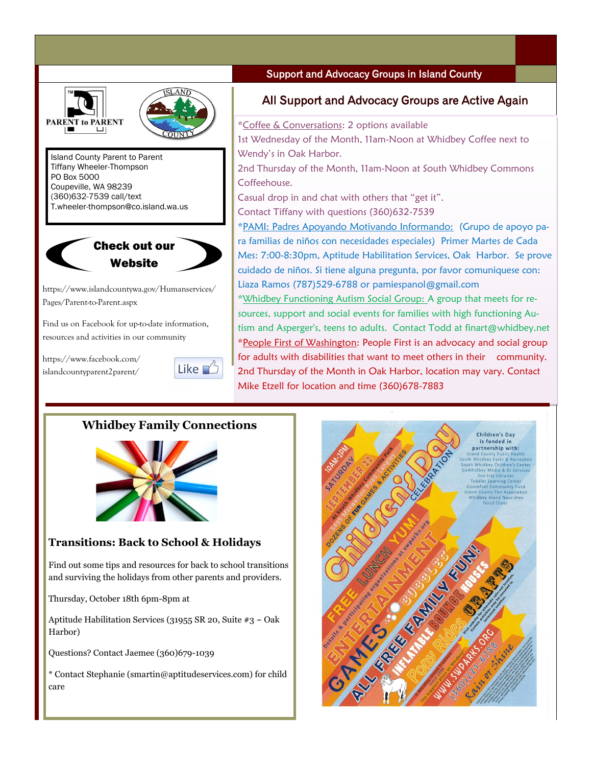Island County Parent to Parent
Tiffany Wheeler-Thompson
PO Box 5000
Coupeville, WA 98239
(360)632-7539 call/text
T.wheeler-thompson@co.island.wa.us

**Check out our Website**

https://www.islandcountywa.gov/Humanservices/Pages/Parent-to-Parent.aspx

Find us on Facebook for up-to-date information, resources and activities in our community

https://www.facebook.com/islandcountyparent2parent/

Like

## Support and Advocacy Groups in Island County

### All Support and Advocacy Groups are Active Again

*Coffee & Conversations: 2 options available
1st Wednesday of the Month, 11am-Noon at Whidbey Coffee next to Wendy's in Oak Harbor.
2nd Thursday of the Month, 11am-Noon at South Whidbey Commons Coffeehouse.
Casual drop in and chat with others that "get it".
Contact Tiffany with questions (360)632-7539

*PAMI: Padres Apoyando Motivando Informando: (Grupo de apoyo para familias de niños con necesidades especiales) Primer Martes de Cada Mes: 7:00-8:30pm, Aptitude Habilitation Services, Oak Harbor. Se prove cuidado de niños. Si tiene alguna pregunta, por favor comuniquese con: Liaza Ramos (787)529-6788 or pamiespanol@gmail.com

*Whidbey Functioning Autism Social Group: A group that meets for resources, support and social events for families with high functioning Autism and Asperger's, teens to adults. Contact Todd at finart@whidbey.net

*People First of Washington: People First is an advocacy and social group for adults with disabilities that want to meet others in their community. 2nd Thursday of the Month in Oak Harbor, location may vary. Contact Mike Etzell for location and time (360)678-7883

## Whidbey Family Connections

### Transitions: Back to School & Holidays

Find out some tips and resources for back to school transitions and surviving the holidays from other parents and providers.

Thursday, October 18th 6pm-8pm at

Aptitude Habilitation Services (31955 SR 20, Suite #3 ~ Oak Harbor)

Questions? Contact Jaemee (360)679-1039

* Contact Stephanie (smartin@aptitudeservices.com) for child care